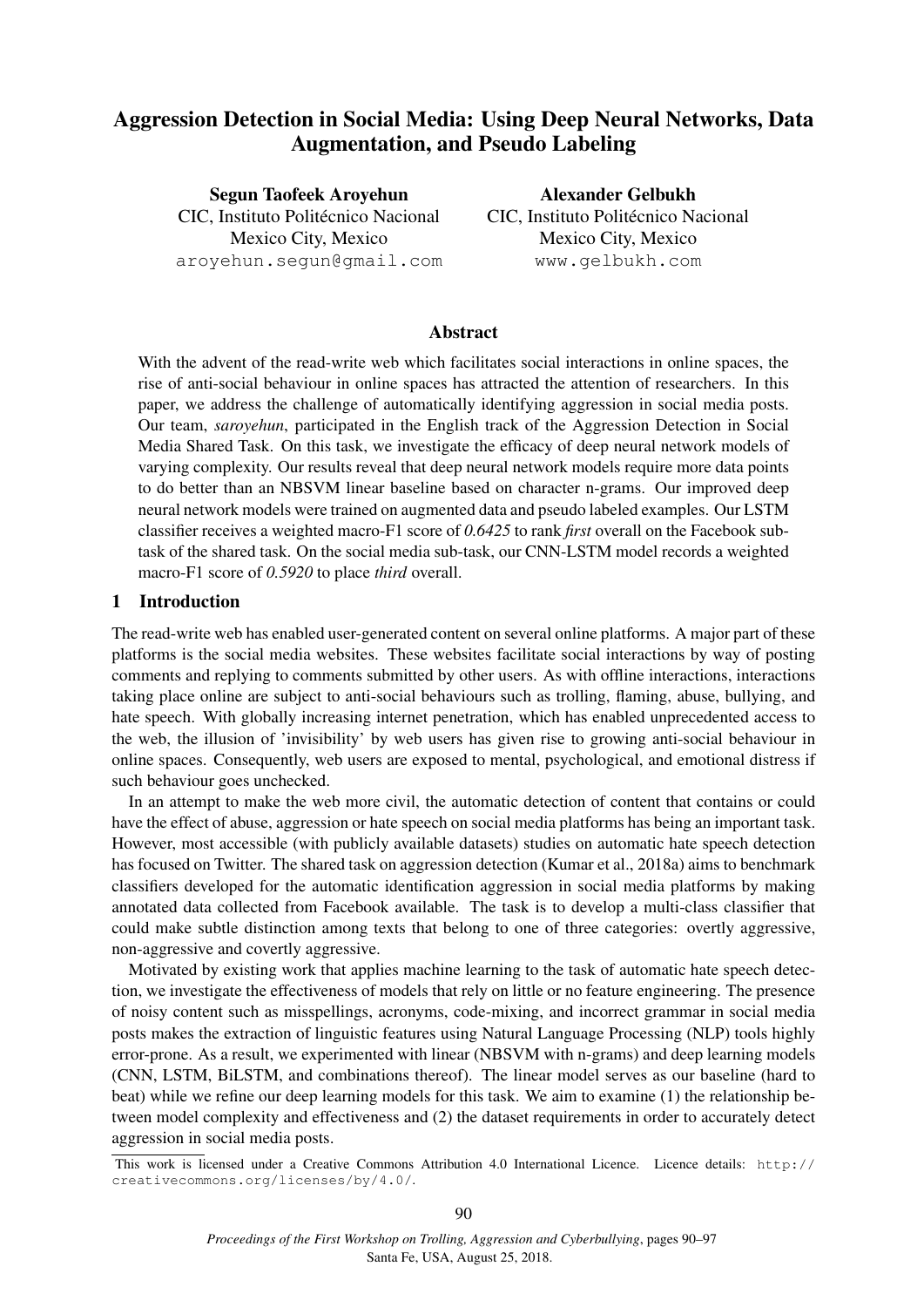# Aggression Detection in Social Media: Using Deep Neural Networks, Data Augmentation, and Pseudo Labeling

**Segun Taofeek Aroyehun**
CIC, Instituto Politécnico Nacional
Mexico City, Mexico
aroyehun.segun@gmail.com

**Alexander Gelbukh**
CIC, Instituto Politécnico Nacional
Mexico City, Mexico
www.gelbukh.com

## Abstract

With the advent of the read-write web which facilitates social interactions in online spaces, the rise of anti-social behaviour in online spaces has attracted the attention of researchers. In this paper, we address the challenge of automatically identifying aggression in social media posts. Our team, *saroyehun*, participated in the English track of the Aggression Detection in Social Media Shared Task. On this task, we investigate the efficacy of deep neural network models of varying complexity. Our results reveal that deep neural network models require more data points to do better than an NBSVM linear baseline based on character n-grams. Our improved deep neural network models were trained on augmented data and pseudo labeled examples. Our LSTM classifier receives a weighted macro-F1 score of *0.6425* to rank *first* overall on the Facebook subtask of the shared task. On the social media sub-task, our CNN-LSTM model records a weighted macro-F1 score of *0.5920* to place *third* overall.

## 1 Introduction

The read-write web has enabled user-generated content on several online platforms. A major part of these platforms is the social media websites. These websites facilitate social interactions by way of posting comments and replying to comments submitted by other users. As with offline interactions, interactions taking place online are subject to anti-social behaviours such as trolling, flaming, abuse, bullying, and hate speech. With globally increasing internet penetration, which has enabled unprecedented access to the web, the illusion of 'invisibility' by web users has given rise to growing anti-social behaviour in online spaces. Consequently, web users are exposed to mental, psychological, and emotional distress if such behaviour goes unchecked.

In an attempt to make the web more civil, the automatic detection of content that contains or could have the effect of abuse, aggression or hate speech on social media platforms has being an important task. However, most accessible (with publicly available datasets) studies on automatic hate speech detection has focused on Twitter. The shared task on aggression detection (Kumar et al., 2018a) aims to benchmark classifiers developed for the automatic identification aggression in social media platforms by making annotated data collected from Facebook available. The task is to develop a multi-class classifier that could make subtle distinction among texts that belong to one of three categories: overtly aggressive, non-aggressive and covertly aggressive.

Motivated by existing work that applies machine learning to the task of automatic hate speech detection, we investigate the effectiveness of models that rely on little or no feature engineering. The presence of noisy content such as misspellings, acronyms, code-mixing, and incorrect grammar in social media posts makes the extraction of linguistic features using Natural Language Processing (NLP) tools highly error-prone. As a result, we experimented with linear (NBSVM with n-grams) and deep learning models (CNN, LSTM, BiLSTM, and combinations thereof). The linear model serves as our baseline (hard to beat) while we refine our deep learning models for this task. We aim to examine (1) the relationship between model complexity and effectiveness and (2) the dataset requirements in order to accurately detect aggression in social media posts.

This work is licensed under a Creative Commons Attribution 4.0 International Licence. Licence details: http://creativecommons.org/licenses/by/4.0/.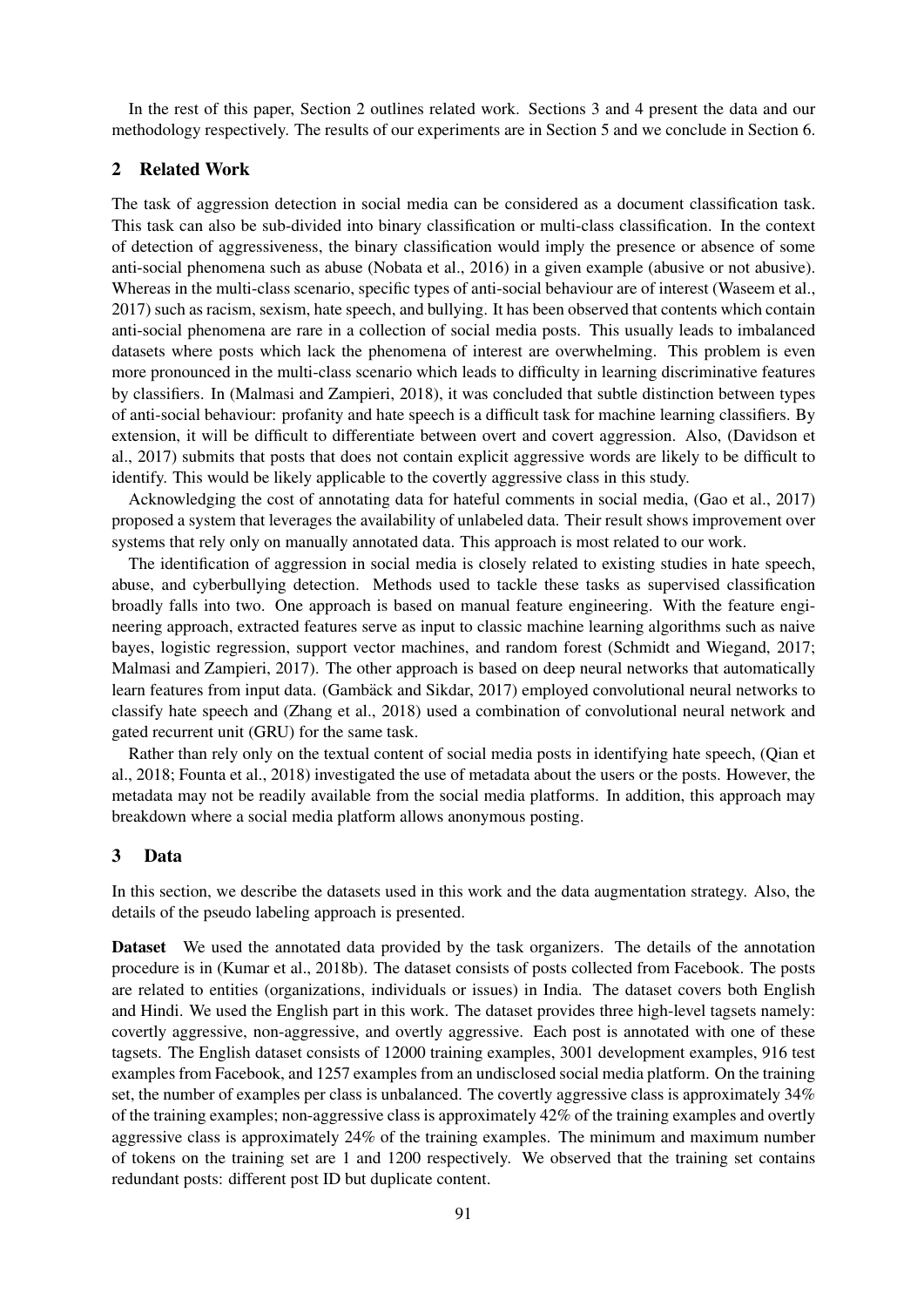In the rest of this paper, Section 2 outlines related work. Sections 3 and 4 present the data and our methodology respectively. The results of our experiments are in Section 5 and we conclude in Section 6.

## 2 Related Work

The task of aggression detection in social media can be considered as a document classification task. This task can also be sub-divided into binary classification or multi-class classification. In the context of detection of aggressiveness, the binary classification would imply the presence or absence of some anti-social phenomena such as abuse (Nobata et al., 2016) in a given example (abusive or not abusive). Whereas in the multi-class scenario, specific types of anti-social behaviour are of interest (Waseem et al., 2017) such as racism, sexism, hate speech, and bullying. It has been observed that contents which contain anti-social phenomena are rare in a collection of social media posts. This usually leads to imbalanced datasets where posts which lack the phenomena of interest are overwhelming. This problem is even more pronounced in the multi-class scenario which leads to difficulty in learning discriminative features by classifiers. In (Malmasi and Zampieri, 2018), it was concluded that subtle distinction between types of anti-social behaviour: profanity and hate speech is a difficult task for machine learning classifiers. By extension, it will be difficult to differentiate between overt and covert aggression. Also, (Davidson et al., 2017) submits that posts that does not contain explicit aggressive words are likely to be difficult to identify. This would be likely applicable to the covertly aggressive class in this study.

Acknowledging the cost of annotating data for hateful comments in social media, (Gao et al., 2017) proposed a system that leverages the availability of unlabeled data. Their result shows improvement over systems that rely only on manually annotated data. This approach is most related to our work.

The identification of aggression in social media is closely related to existing studies in hate speech, abuse, and cyberbullying detection. Methods used to tackle these tasks as supervised classification broadly falls into two. One approach is based on manual feature engineering. With the feature engineering approach, extracted features serve as input to classic machine learning algorithms such as naive bayes, logistic regression, support vector machines, and random forest (Schmidt and Wiegand, 2017; Malmasi and Zampieri, 2017). The other approach is based on deep neural networks that automatically learn features from input data. (Gambäck and Sikdar, 2017) employed convolutional neural networks to classify hate speech and (Zhang et al., 2018) used a combination of convolutional neural network and gated recurrent unit (GRU) for the same task.

Rather than rely only on the textual content of social media posts in identifying hate speech, (Qian et al., 2018; Founta et al., 2018) investigated the use of metadata about the users or the posts. However, the metadata may not be readily available from the social media platforms. In addition, this approach may breakdown where a social media platform allows anonymous posting.

## 3 Data

In this section, we describe the datasets used in this work and the data augmentation strategy. Also, the details of the pseudo labeling approach is presented.

**Dataset** We used the annotated data provided by the task organizers. The details of the annotation procedure is in (Kumar et al., 2018b). The dataset consists of posts collected from Facebook. The posts are related to entities (organizations, individuals or issues) in India. The dataset covers both English and Hindi. We used the English part in this work. The dataset provides three high-level tagsets namely: covertly aggressive, non-aggressive, and overtly aggressive. Each post is annotated with one of these tagsets. The English dataset consists of 12000 training examples, 3001 development examples, 916 test examples from Facebook, and 1257 examples from an undisclosed social media platform. On the training set, the number of examples per class is unbalanced. The covertly aggressive class is approximately 34% of the training examples; non-aggressive class is approximately 42% of the training examples and overtly aggressive class is approximately 24% of the training examples. The minimum and maximum number of tokens on the training set are 1 and 1200 respectively. We observed that the training set contains redundant posts: different post ID but duplicate content.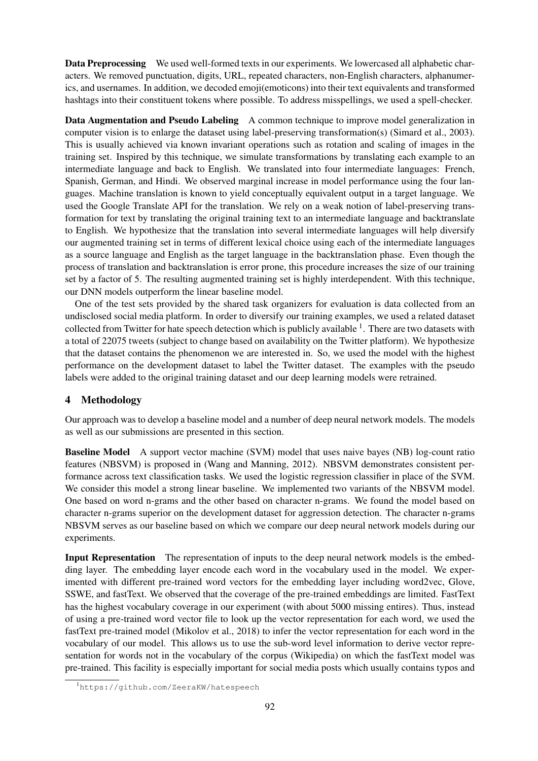**Data Preprocessing** We used well-formed texts in our experiments. We lowercased all alphabetic characters. We removed punctuation, digits, URL, repeated characters, non-English characters, alphanumerics, and usernames. In addition, we decoded emoji(emoticons) into their text equivalents and transformed hashtags into their constituent tokens where possible. To address misspellings, we used a spell-checker.

**Data Augmentation and Pseudo Labeling** A common technique to improve model generalization in computer vision is to enlarge the dataset using label-preserving transformation(s) (Simard et al., 2003). This is usually achieved via known invariant operations such as rotation and scaling of images in the training set. Inspired by this technique, we simulate transformations by translating each example to an intermediate language and back to English. We translated into four intermediate languages: French, Spanish, German, and Hindi. We observed marginal increase in model performance using the four languages. Machine translation is known to yield conceptually equivalent output in a target language. We used the Google Translate API for the translation. We rely on a weak notion of label-preserving transformation for text by translating the original training text to an intermediate language and backtranslate to English. We hypothesize that the translation into several intermediate languages will help diversify our augmented training set in terms of different lexical choice using each of the intermediate languages as a source language and English as the target language in the backtranslation phase. Even though the process of translation and backtranslation is error prone, this procedure increases the size of our training set by a factor of 5. The resulting augmented training set is highly interdependent. With this technique, our DNN models outperform the linear baseline model.

One of the test sets provided by the shared task organizers for evaluation is data collected from an undisclosed social media platform. In order to diversify our training examples, we used a related dataset collected from Twitter for hate speech detection which is publicly available [1]. There are two datasets with a total of 22075 tweets (subject to change based on availability on the Twitter platform). We hypothesize that the dataset contains the phenomenon we are interested in. So, we used the model with the highest performance on the development dataset to label the Twitter dataset. The examples with the pseudo labels were added to the original training dataset and our deep learning models were retrained.

## 4 Methodology

Our approach was to develop a baseline model and a number of deep neural network models. The models as well as our submissions are presented in this section.

**Baseline Model** A support vector machine (SVM) model that uses naive bayes (NB) log-count ratio features (NBSVM) is proposed in (Wang and Manning, 2012). NBSVM demonstrates consistent performance across text classification tasks. We used the logistic regression classifier in place of the SVM. We consider this model a strong linear baseline. We implemented two variants of the NBSVM model. One based on word n-grams and the other based on character n-grams. We found the model based on character n-grams superior on the development dataset for aggression detection. The character n-grams NBSVM serves as our baseline based on which we compare our deep neural network models during our experiments.

**Input Representation** The representation of inputs to the deep neural network models is the embedding layer. The embedding layer encode each word in the vocabulary used in the model. We experimented with different pre-trained word vectors for the embedding layer including word2vec, Glove, SSWE, and fastText. We observed that the coverage of the pre-trained embeddings are limited. FastText has the highest vocabulary coverage in our experiment (with about 5000 missing entires). Thus, instead of using a pre-trained word vector file to look up the vector representation for each word, we used the fastText pre-trained model (Mikolov et al., 2018) to infer the vector representation for each word in the vocabulary of our model. This allows us to use the sub-word level information to derive vector representation for words not in the vocabulary of the corpus (Wikipedia) on which the fastText model was pre-trained. This facility is especially important for social media posts which usually contains typos and

[1] https://github.com/ZeeraKW/hatespeech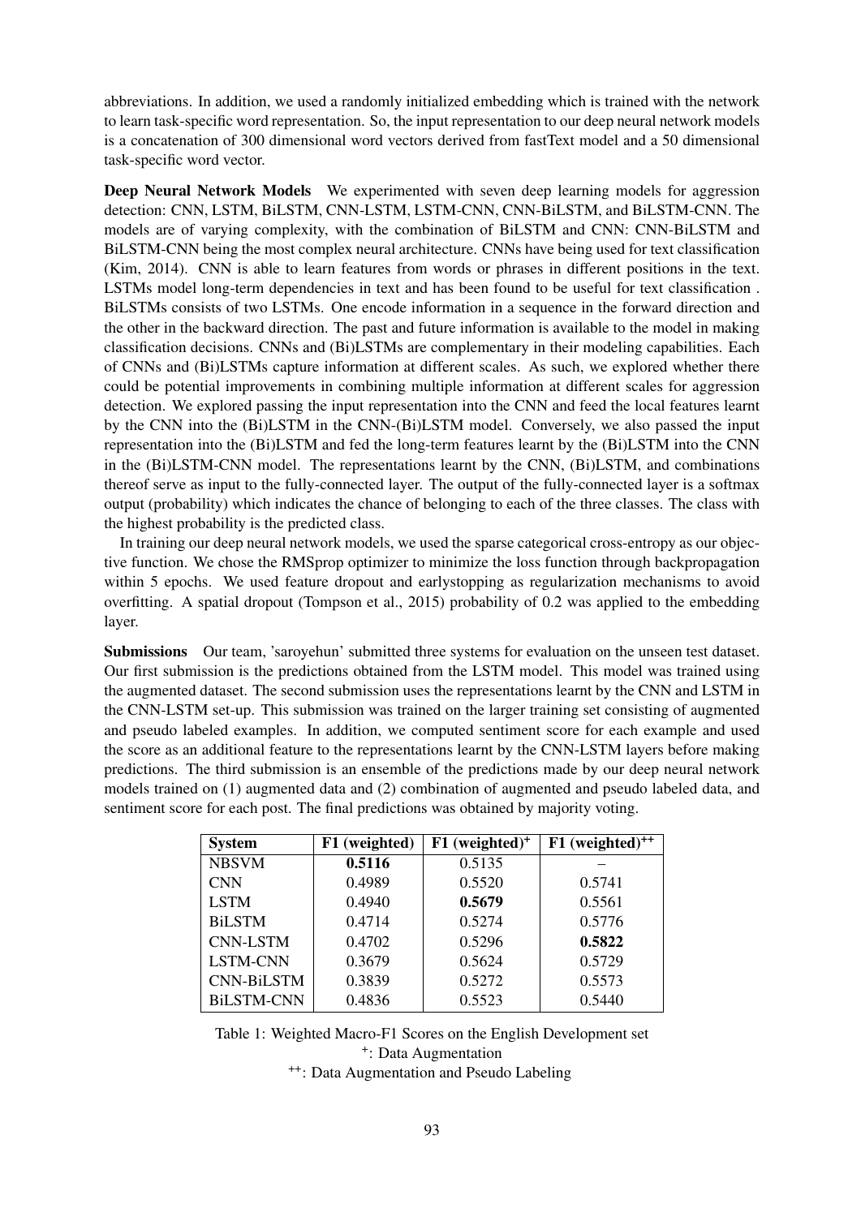abbreviations. In addition, we used a randomly initialized embedding which is trained with the network to learn task-specific word representation. So, the input representation to our deep neural network models is a concatenation of 300 dimensional word vectors derived from fastText model and a 50 dimensional task-specific word vector.

**Deep Neural Network Models** We experimented with seven deep learning models for aggression detection: CNN, LSTM, BiLSTM, CNN-LSTM, LSTM-CNN, CNN-BiLSTM, and BiLSTM-CNN. The models are of varying complexity, with the combination of BiLSTM and CNN: CNN-BiLSTM and BiLSTM-CNN being the most complex neural architecture. CNNs have being used for text classification (Kim, 2014). CNN is able to learn features from words or phrases in different positions in the text. LSTMs model long-term dependencies in text and has been found to be useful for text classification . BiLSTMs consists of two LSTMs. One encode information in a sequence in the forward direction and the other in the backward direction. The past and future information is available to the model in making classification decisions. CNNs and (Bi)LSTMs are complementary in their modeling capabilities. Each of CNNs and (Bi)LSTMs capture information at different scales. As such, we explored whether there could be potential improvements in combining multiple information at different scales for aggression detection. We explored passing the input representation into the CNN and feed the local features learnt by the CNN into the (Bi)LSTM in the CNN-(Bi)LSTM model. Conversely, we also passed the input representation into the (Bi)LSTM and fed the long-term features learnt by the (Bi)LSTM into the CNN in the (Bi)LSTM-CNN model. The representations learnt by the CNN, (Bi)LSTM, and combinations thereof serve as input to the fully-connected layer. The output of the fully-connected layer is a softmax output (probability) which indicates the chance of belonging to each of the three classes. The class with the highest probability is the predicted class.

In training our deep neural network models, we used the sparse categorical cross-entropy as our objective function. We chose the RMSprop optimizer to minimize the loss function through backpropagation within 5 epochs. We used feature dropout and earlystopping as regularization mechanisms to avoid overfitting. A spatial dropout (Tompson et al., 2015) probability of 0.2 was applied to the embedding layer.

**Submissions** Our team, 'saroyehun' submitted three systems for evaluation on the unseen test dataset. Our first submission is the predictions obtained from the LSTM model. This model was trained using the augmented dataset. The second submission uses the representations learnt by the CNN and LSTM in the CNN-LSTM set-up. This submission was trained on the larger training set consisting of augmented and pseudo labeled examples. In addition, we computed sentiment score for each example and used the score as an additional feature to the representations learnt by the CNN-LSTM layers before making predictions. The third submission is an ensemble of the predictions made by our deep neural network models trained on (1) augmented data and (2) combination of augmented and pseudo labeled data, and sentiment score for each post. The final predictions was obtained by majority voting.

| System | F1 (weighted) | F1 (weighted)$^{+}$ | F1 (weighted)$^{++}$ |
|---|---|---|---|
| NBSVM | **0.5116** | 0.5135 | – |
| CNN | 0.4989 | 0.5520 | 0.5741 |
| LSTM | 0.4940 | **0.5679** | 0.5561 |
| BiLSTM | 0.4714 | 0.5274 | 0.5776 |
| CNN-LSTM | 0.4702 | 0.5296 | **0.5822** |
| LSTM-CNN | 0.3679 | 0.5624 | 0.5729 |
| CNN-BiLSTM | 0.3839 | 0.5272 | 0.5573 |
| BiLSTM-CNN | 0.4836 | 0.5523 | 0.5440 |

Table 1: Weighted Macro-F1 Scores on the English Development set
$^{+}$: Data Augmentation
$^{++}$: Data Augmentation and Pseudo Labeling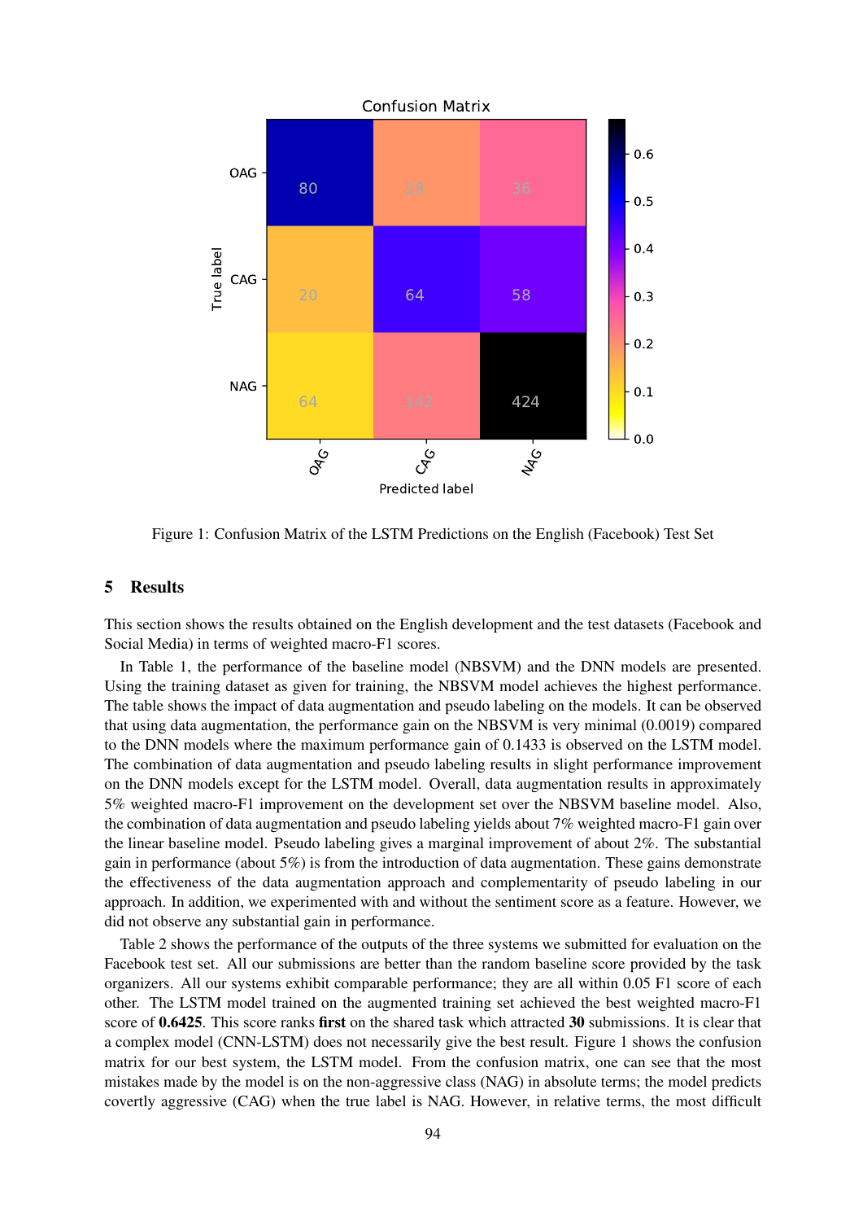Figure 1: Confusion Matrix of the LSTM Predictions on the English (Facebook) Test Set

## 5 Results

This section shows the results obtained on the English development and the test datasets (Facebook and Social Media) in terms of weighted macro-F1 scores.

In Table 1, the performance of the baseline model (NBSVM) and the DNN models are presented. Using the training dataset as given for training, the NBSVM model achieves the highest performance. The table shows the impact of data augmentation and pseudo labeling on the models. It can be observed that using data augmentation, the performance gain on the NBSVM is very minimal (0.0019) compared to the DNN models where the maximum performance gain of 0.1433 is observed on the LSTM model. The combination of data augmentation and pseudo labeling results in slight performance improvement on the DNN models except for the LSTM model. Overall, data augmentation results in approximately 5% weighted macro-F1 improvement on the development set over the NBSVM baseline model. Also, the combination of data augmentation and pseudo labeling yields about 7% weighted macro-F1 gain over the linear baseline model. Pseudo labeling gives a marginal improvement of about 2%. The substantial gain in performance (about 5%) is from the introduction of data augmentation. These gains demonstrate the effectiveness of the data augmentation approach and complementarity of pseudo labeling in our approach. In addition, we experimented with and without the sentiment score as a feature. However, we did not observe any substantial gain in performance.

Table 2 shows the performance of the outputs of the three systems we submitted for evaluation on the Facebook test set. All our submissions are better than the random baseline score provided by the task organizers. All our systems exhibit comparable performance; they are all within 0.05 F1 score of each other. The LSTM model trained on the augmented training set achieved the best weighted macro-F1 score of **0.6425**. This score ranks **first** on the shared task which attracted **30** submissions. It is clear that a complex model (CNN-LSTM) does not necessarily give the best result. Figure 1 shows the confusion matrix for our best system, the LSTM model. From the confusion matrix, one can see that the most mistakes made by the model is on the non-aggressive class (NAG) in absolute terms; the model predicts covertly aggressive (CAG) when the true label is NAG. However, in relative terms, the most difficult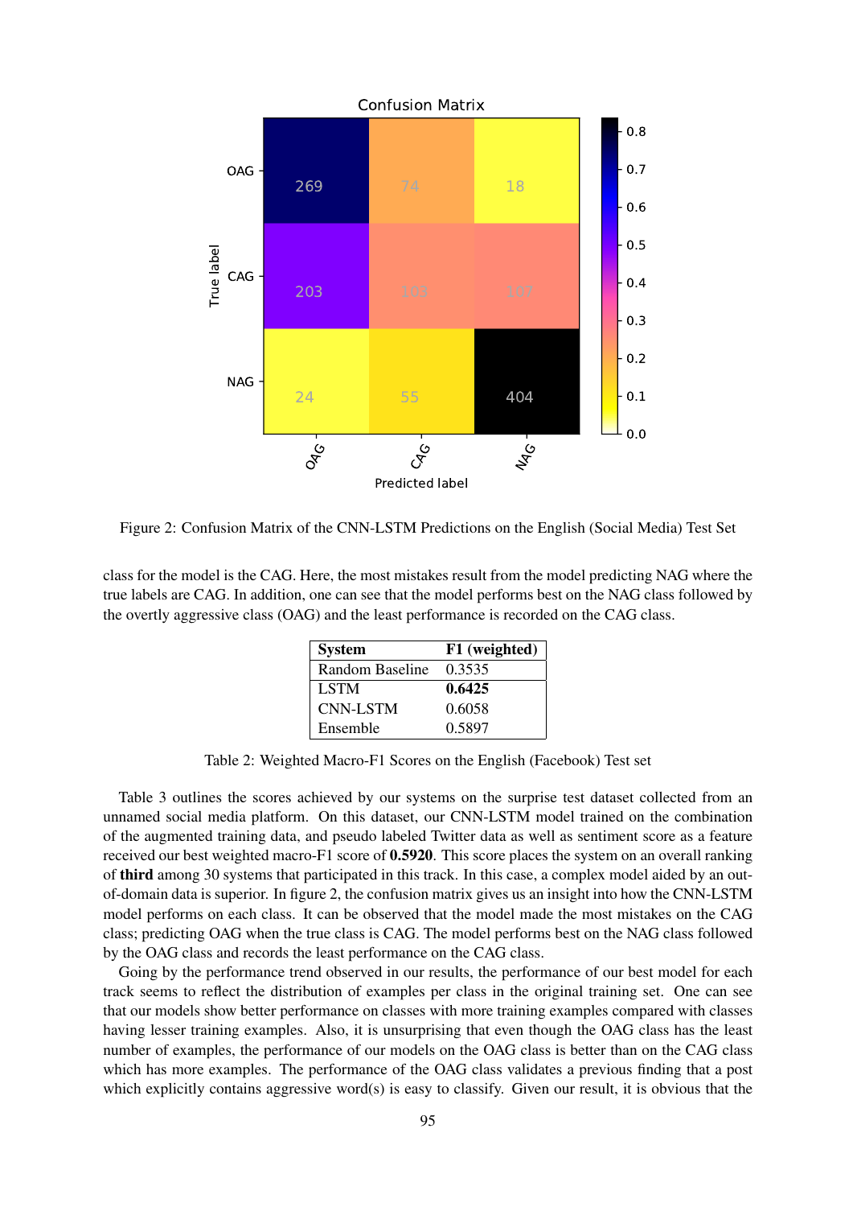Figure 2: Confusion Matrix of the CNN-LSTM Predictions on the English (Social Media) Test Set

class for the model is the CAG. Here, the most mistakes result from the model predicting NAG where the true labels are CAG. In addition, one can see that the model performs best on the NAG class followed by the overtly aggressive class (OAG) and the least performance is recorded on the CAG class.

| System | F1 (weighted) |
|---|---|
| Random Baseline | 0.3535 |
| LSTM | **0.6425** |
| CNN-LSTM | 0.6058 |
| Ensemble | 0.5897 |

Table 2: Weighted Macro-F1 Scores on the English (Facebook) Test set

Table 3 outlines the scores achieved by our systems on the surprise test dataset collected from an unnamed social media platform. On this dataset, our CNN-LSTM model trained on the combination of the augmented training data, and pseudo labeled Twitter data as well as sentiment score as a feature received our best weighted macro-F1 score of **0.5920**. This score places the system on an overall ranking of **third** among 30 systems that participated in this track. In this case, a complex model aided by an out-of-domain data is superior. In figure 2, the confusion matrix gives us an insight into how the CNN-LSTM model performs on each class. It can be observed that the model made the most mistakes on the CAG class; predicting OAG when the true class is CAG. The model performs best on the NAG class followed by the OAG class and records the least performance on the CAG class.

Going by the performance trend observed in our results, the performance of our best model for each track seems to reflect the distribution of examples per class in the original training set. One can see that our models show better performance on classes with more training examples compared with classes having lesser training examples. Also, it is unsurprising that even though the OAG class has the least number of examples, the performance of our models on the OAG class is better than on the CAG class which has more examples. The performance of the OAG class validates a previous finding that a post which explicitly contains aggressive word(s) is easy to classify. Given our result, it is obvious that the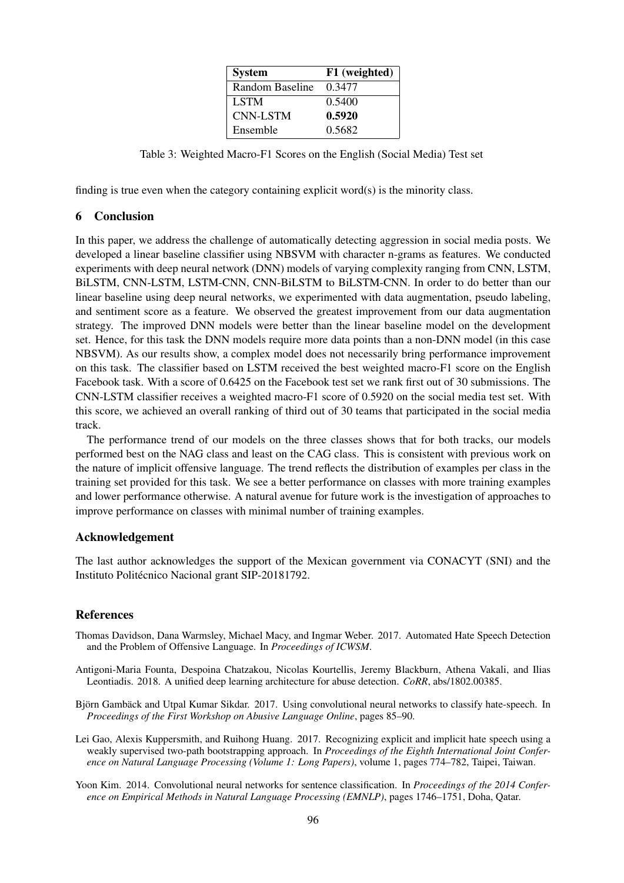| System | F1 (weighted) |
|---|---|
| Random Baseline | 0.3477 |
| LSTM | 0.5400 |
| CNN-LSTM | **0.5920** |
| Ensemble | 0.5682 |

Table 3: Weighted Macro-F1 Scores on the English (Social Media) Test set

finding is true even when the category containing explicit word(s) is the minority class.

## 6 Conclusion

In this paper, we address the challenge of automatically detecting aggression in social media posts. We developed a linear baseline classifier using NBSVM with character n-grams as features. We conducted experiments with deep neural network (DNN) models of varying complexity ranging from CNN, LSTM, BiLSTM, CNN-LSTM, LSTM-CNN, CNN-BiLSTM to BiLSTM-CNN. In order to do better than our linear baseline using deep neural networks, we experimented with data augmentation, pseudo labeling, and sentiment score as a feature. We observed the greatest improvement from our data augmentation strategy. The improved DNN models were better than the linear baseline model on the development set. Hence, for this task the DNN models require more data points than a non-DNN model (in this case NBSVM). As our results show, a complex model does not necessarily bring performance improvement on this task. The classifier based on LSTM received the best weighted macro-F1 score on the English Facebook task. With a score of 0.6425 on the Facebook test set we rank first out of 30 submissions. The CNN-LSTM classifier receives a weighted macro-F1 score of 0.5920 on the social media test set. With this score, we achieved an overall ranking of third out of 30 teams that participated in the social media track.

The performance trend of our models on the three classes shows that for both tracks, our models performed best on the NAG class and least on the CAG class. This is consistent with previous work on the nature of implicit offensive language. The trend reflects the distribution of examples per class in the training set provided for this task. We see a better performance on classes with more training examples and lower performance otherwise. A natural avenue for future work is the investigation of approaches to improve performance on classes with minimal number of training examples.

## Acknowledgement

The last author acknowledges the support of the Mexican government via CONACYT (SNI) and the Instituto Politécnico Nacional grant SIP-20181792.

## References

Thomas Davidson, Dana Warmsley, Michael Macy, and Ingmar Weber. 2017. Automated Hate Speech Detection and the Problem of Offensive Language. In *Proceedings of ICWSM*.

Antigoni-Maria Founta, Despoina Chatzakou, Nicolas Kourtellis, Jeremy Blackburn, Athena Vakali, and Ilias Leontiadis. 2018. A unified deep learning architecture for abuse detection. *CoRR*, abs/1802.00385.

Björn Gambäck and Utpal Kumar Sikdar. 2017. Using convolutional neural networks to classify hate-speech. In *Proceedings of the First Workshop on Abusive Language Online*, pages 85–90.

Lei Gao, Alexis Kuppersmith, and Ruihong Huang. 2017. Recognizing explicit and implicit hate speech using a weakly supervised two-path bootstrapping approach. In *Proceedings of the Eighth International Joint Conference on Natural Language Processing (Volume 1: Long Papers)*, volume 1, pages 774–782, Taipei, Taiwan.

Yoon Kim. 2014. Convolutional neural networks for sentence classification. In *Proceedings of the 2014 Conference on Empirical Methods in Natural Language Processing (EMNLP)*, pages 1746–1751, Doha, Qatar.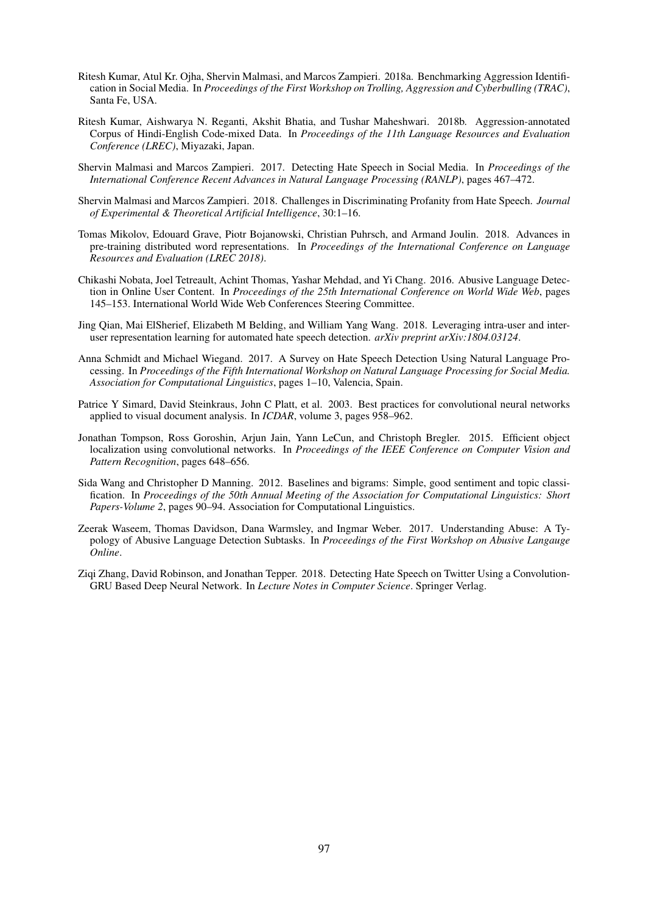Ritesh Kumar, Atul Kr. Ojha, Shervin Malmasi, and Marcos Zampieri. 2018a. Benchmarking Aggression Identification in Social Media. In *Proceedings of the First Workshop on Trolling, Aggression and Cyberbulling (TRAC)*, Santa Fe, USA.

Ritesh Kumar, Aishwarya N. Reganti, Akshit Bhatia, and Tushar Maheshwari. 2018b. Aggression-annotated Corpus of Hindi-English Code-mixed Data. In *Proceedings of the 11th Language Resources and Evaluation Conference (LREC)*, Miyazaki, Japan.

Shervin Malmasi and Marcos Zampieri. 2017. Detecting Hate Speech in Social Media. In *Proceedings of the International Conference Recent Advances in Natural Language Processing (RANLP)*, pages 467–472.

Shervin Malmasi and Marcos Zampieri. 2018. Challenges in Discriminating Profanity from Hate Speech. *Journal of Experimental & Theoretical Artificial Intelligence*, 30:1–16.

Tomas Mikolov, Edouard Grave, Piotr Bojanowski, Christian Puhrsch, and Armand Joulin. 2018. Advances in pre-training distributed word representations. In *Proceedings of the International Conference on Language Resources and Evaluation (LREC 2018)*.

Chikashi Nobata, Joel Tetreault, Achint Thomas, Yashar Mehdad, and Yi Chang. 2016. Abusive Language Detection in Online User Content. In *Proceedings of the 25th International Conference on World Wide Web*, pages 145–153. International World Wide Web Conferences Steering Committee.

Jing Qian, Mai ElSherief, Elizabeth M Belding, and William Yang Wang. 2018. Leveraging intra-user and inter-user representation learning for automated hate speech detection. *arXiv preprint arXiv:1804.03124*.

Anna Schmidt and Michael Wiegand. 2017. A Survey on Hate Speech Detection Using Natural Language Processing. In *Proceedings of the Fifth International Workshop on Natural Language Processing for Social Media. Association for Computational Linguistics*, pages 1–10, Valencia, Spain.

Patrice Y Simard, David Steinkraus, John C Platt, et al. 2003. Best practices for convolutional neural networks applied to visual document analysis. In *ICDAR*, volume 3, pages 958–962.

Jonathan Tompson, Ross Goroshin, Arjun Jain, Yann LeCun, and Christoph Bregler. 2015. Efficient object localization using convolutional networks. In *Proceedings of the IEEE Conference on Computer Vision and Pattern Recognition*, pages 648–656.

Sida Wang and Christopher D Manning. 2012. Baselines and bigrams: Simple, good sentiment and topic classification. In *Proceedings of the 50th Annual Meeting of the Association for Computational Linguistics: Short Papers-Volume 2*, pages 90–94. Association for Computational Linguistics.

Zeerak Waseem, Thomas Davidson, Dana Warmsley, and Ingmar Weber. 2017. Understanding Abuse: A Typology of Abusive Language Detection Subtasks. In *Proceedings of the First Workshop on Abusive Langauge Online*.

Ziqi Zhang, David Robinson, and Jonathan Tepper. 2018. Detecting Hate Speech on Twitter Using a Convolution-GRU Based Deep Neural Network. In *Lecture Notes in Computer Science*. Springer Verlag.